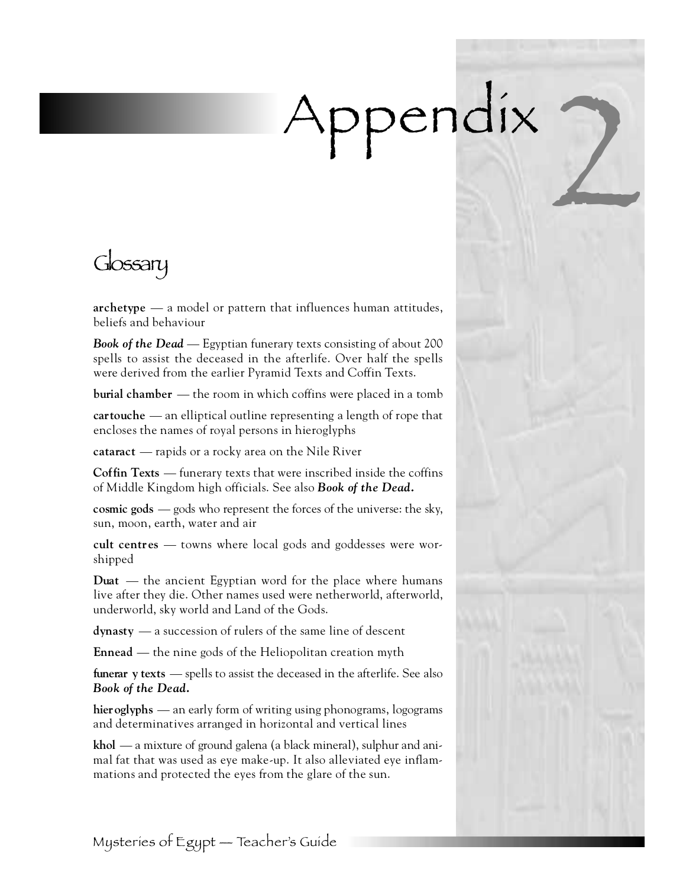# Appendix 2

## Glossary

**archetype** — a model or pattern that influences human attitudes, beliefs and behaviour

***Book of the Dead*** — Egyptian funerary texts consisting of about 200 spells to assist the deceased in the afterlife. Over half the spells were derived from the earlier Pyramid Texts and Coffin Texts.

**burial chamber** — the room in which coffins were placed in a tomb

**cartouche** — an elliptical outline representing a length of rope that encloses the names of royal persons in hieroglyphs

**cataract** — rapids or a rocky area on the Nile River

**Coffin Texts** — funerary texts that were inscribed inside the coffins of Middle Kingdom high officials. See also ***Book of the Dead.***

**cosmic gods** — gods who represent the forces of the universe: the sky, sun, moon, earth, water and air

**cult centres** — towns where local gods and goddesses were worshipped

**Duat** — the ancient Egyptian word for the place where humans live after they die. Other names used were netherworld, afterworld, underworld, sky world and Land of the Gods.

**dynasty** — a succession of rulers of the same line of descent

**Ennead** — the nine gods of the Heliopolitan creation myth

**funerary texts** — spells to assist the deceased in the afterlife. See also ***Book of the Dead.***

**hieroglyphs** — an early form of writing using phonograms, logograms and determinatives arranged in horizontal and vertical lines

**khol** — a mixture of ground galena (a black mineral), sulphur and animal fat that was used as eye make-up. It also alleviated eye inflammations and protected the eyes from the glare of the sun.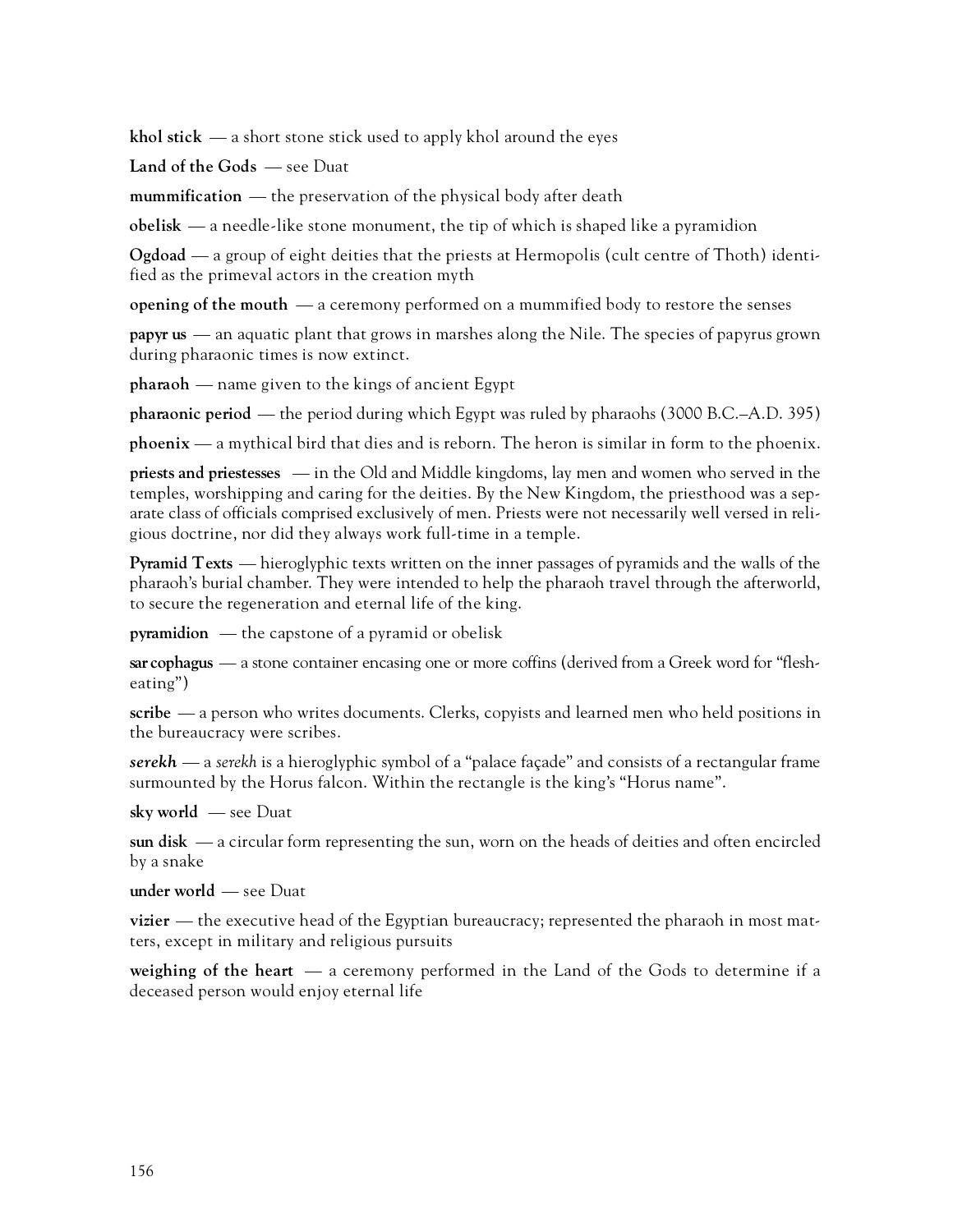**khol stick** — a short stone stick used to apply khol around the eyes

**Land of the Gods** — see Duat

**mummification** — the preservation of the physical body after death

**obelisk** — a needle-like stone monument, the tip of which is shaped like a pyramidion

**Ogdoad** — a group of eight deities that the priests at Hermopolis (cult centre of Thoth) identified as the primeval actors in the creation myth

**opening of the mouth** — a ceremony performed on a mummified body to restore the senses

**papyrus** — an aquatic plant that grows in marshes along the Nile. The species of papyrus grown during pharaonic times is now extinct.

**pharaoh** — name given to the kings of ancient Egypt

**pharaonic period** — the period during which Egypt was ruled by pharaohs (3000 B.C.–A.D. 395)

**phoenix** — a mythical bird that dies and is reborn. The heron is similar in form to the phoenix.

**priests and priestesses** — in the Old and Middle kingdoms, lay men and women who served in the temples, worshipping and caring for the deities. By the New Kingdom, the priesthood was a separate class of officials comprised exclusively of men. Priests were not necessarily well versed in religious doctrine, nor did they always work full-time in a temple.

**Pyramid Texts** — hieroglyphic texts written on the inner passages of pyramids and the walls of the pharaoh's burial chamber. They were intended to help the pharaoh travel through the afterworld, to secure the regeneration and eternal life of the king.

**pyramidion** — the capstone of a pyramid or obelisk

**sarcophagus** — a stone container encasing one or more coffins (derived from a Greek word for "flesh-eating")

**scribe** — a person who writes documents. Clerks, copyists and learned men who held positions in the bureaucracy were scribes.

***serekh*** — a *serekh* is a hieroglyphic symbol of a "palace façade" and consists of a rectangular frame surmounted by the Horus falcon. Within the rectangle is the king's "Horus name".

**sky world** — see Duat

**sun disk** — a circular form representing the sun, worn on the heads of deities and often encircled by a snake

**underworld** — see Duat

**vizier** — the executive head of the Egyptian bureaucracy; represented the pharaoh in most matters, except in military and religious pursuits

**weighing of the heart** — a ceremony performed in the Land of the Gods to determine if a deceased person would enjoy eternal life